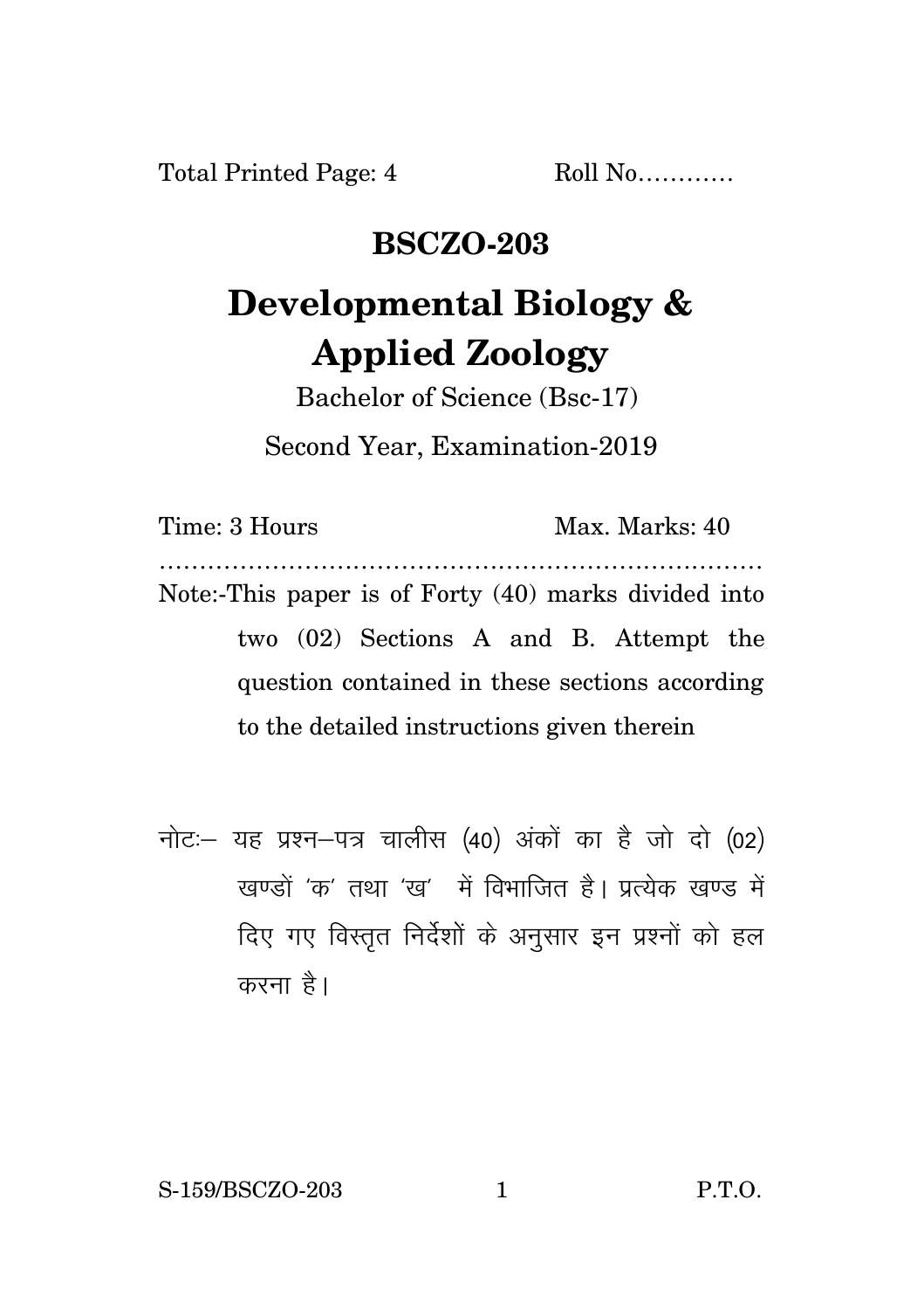Total Printed Page: 4 Roll No…………

# BSCZO-203

# Developmental Biology & Applied Zoology

Bachelor of Science (Bsc-17)

Second Year, Examination-2019

Time: 3 Hours Max. Marks: 40

…………………………………………………………………

Note:-This paper is of Forty (40) marks divided into two (02) Sections A and B. Attempt the question contained in these sections according to the detailed instructions given therein

नोटः– यह प्रश्न–पत्र चालीस (40) अंकों का है जो दो (02) खण्डों 'क' तथा 'ख' में विभाजित है। प्रत्येक खण्ड में दिए गए विस्तृत निर्देशों के अनुसार इन प्रश्नों को हल करना है।

S-159/BSCZO-203 P.T.O.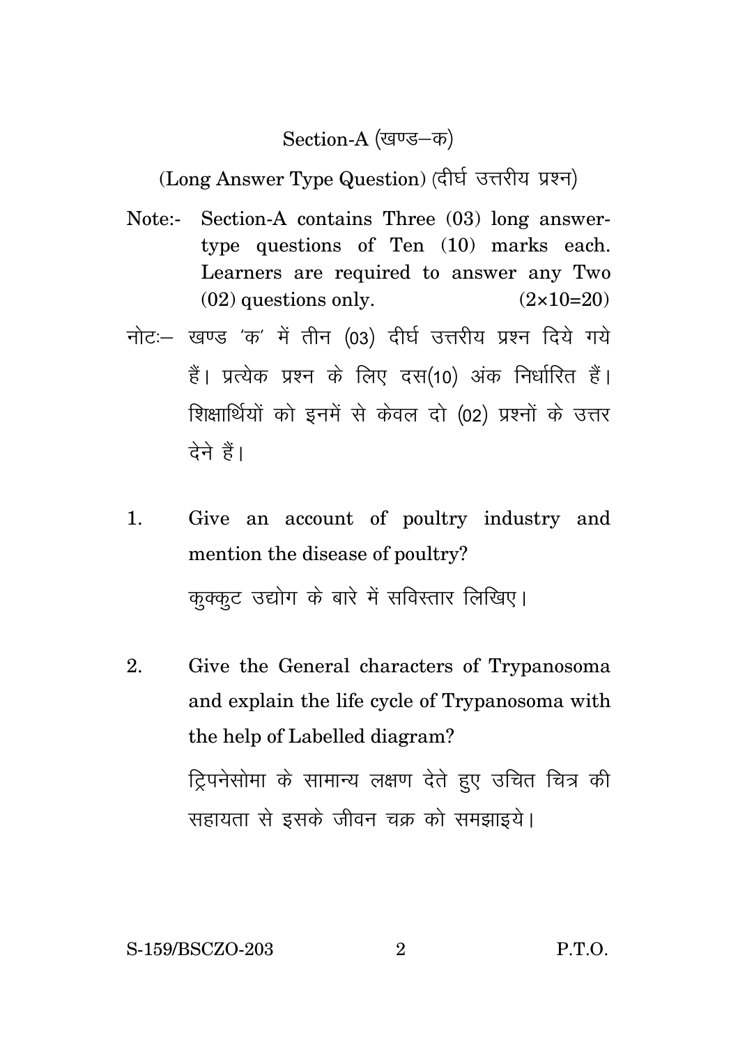## Section-A (खण्ड–क)

(Long Answer Type Question) (दीर्घ उत्तरीय प्रश्न)

Note:- Section-A contains Three (03) long answer-type questions of Ten (10) marks each. Learners are required to answer any Two (02) questions only. (2×10=20)

नोटः– खण्ड 'क' में तीन (03) दीर्घ उत्तरीय प्रश्न दिये गये हैं। प्रत्येक प्रश्न के लिए दस(10) अंक निर्धारित हैं। शिक्षार्थियों को इनमें से केवल दो (02) प्रश्नों के उत्तर देने हैं।

1. Give an account of poultry industry and mention the disease of poultry?

   कुक्कुट उद्योग के बारे में सविस्तार लिखिए।

2. Give the General characters of Trypanosoma and explain the life cycle of Trypanosoma with the help of Labelled diagram?

   ट्रिपनेसोमा के सामान्य लक्षण देते हुए उचित चित्र की सहायता से इसके जीवन चक्र को समझाइये।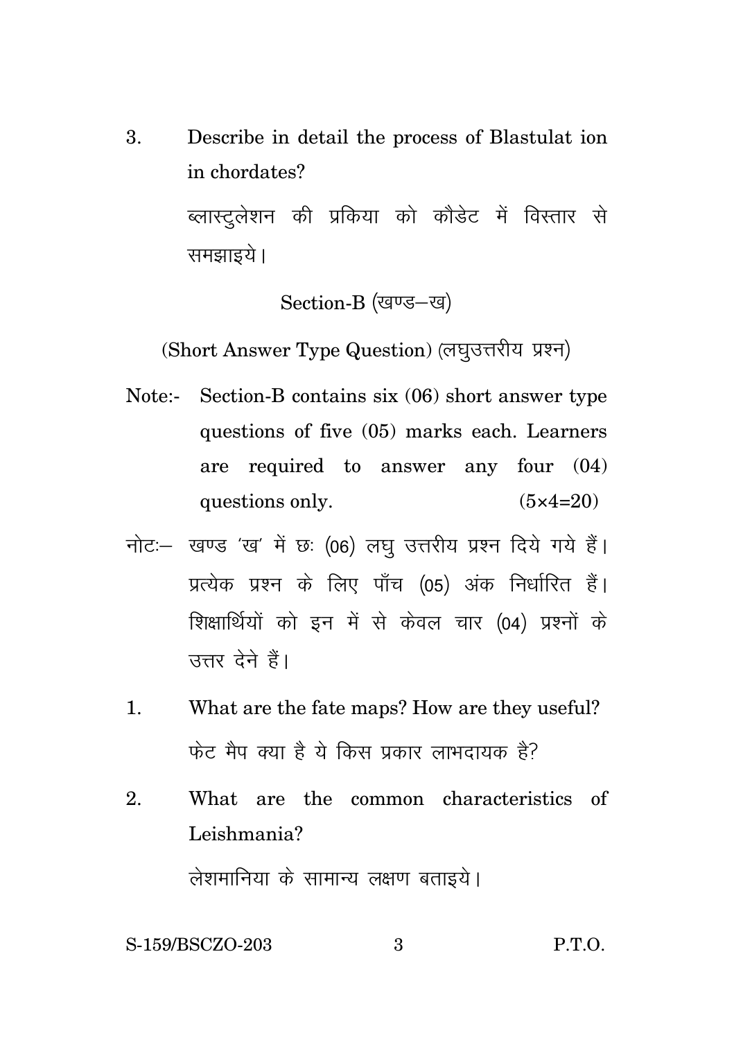3. Describe in detail the process of Blastulat ion in chordates?

   ब्लास्टुलेशन की प्रकिया को कौडेट में विस्तार से समझाइये।

## Section-B (खण्ड–ख)

### (Short Answer Type Question) (लघुउत्तरीय प्रश्न)

Note:- Section-B contains six (06) short answer type questions of five (05) marks each. Learners are required to answer any four (04) questions only. (5×4=20)

नोटः– खण्ड 'ख' में छः (06) लघु उत्तरीय प्रश्न दिये गये हैं। प्रत्येक प्रश्न के लिए पाँच (05) अंक निर्धारित हैं। शिक्षार्थियों को इन में से केवल चार (04) प्रश्नों के उत्तर देने हैं।

1. What are the fate maps? How are they useful?

   फेट मैप क्या है ये किस प्रकार लाभदायक है?

2. What are the common characteristics of Leishmania?

   लेशमानिया के सामान्य लक्षण बताइये।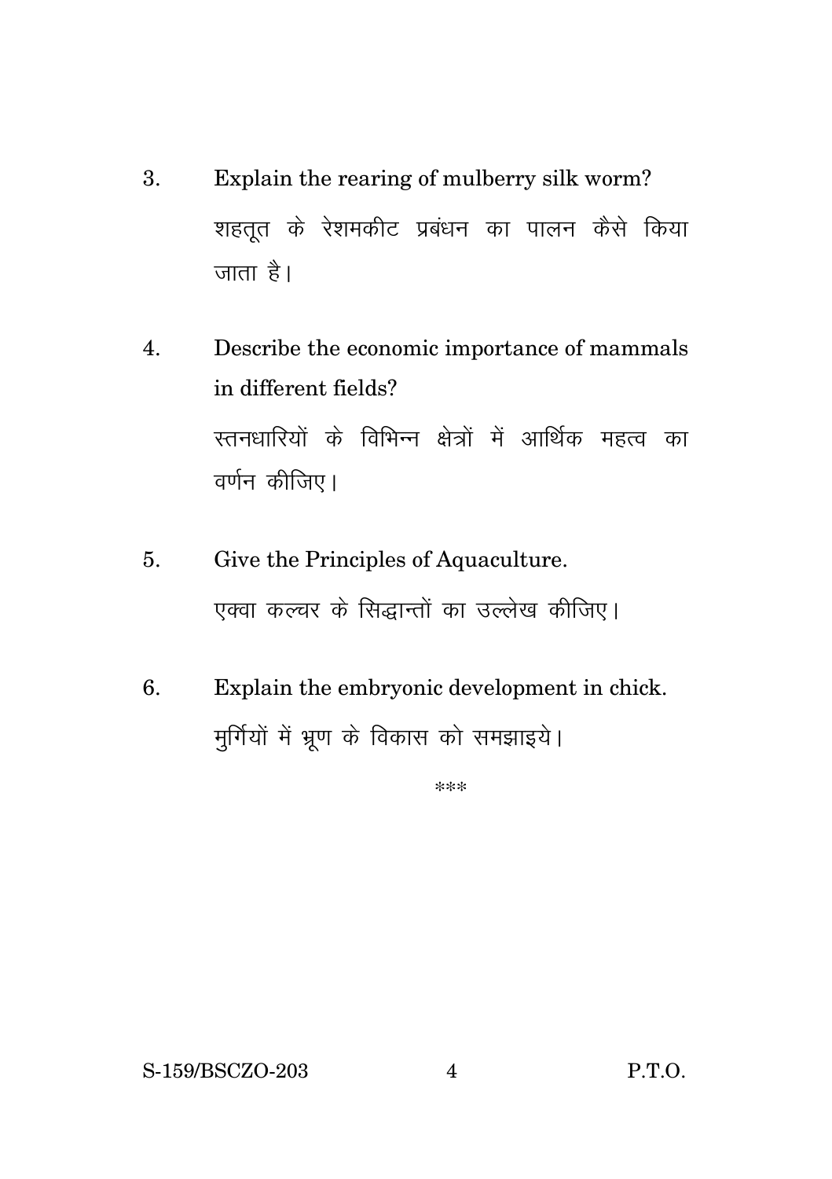3. Explain the rearing of mulberry silk worm?

   शहतूत के रेशमकीट प्रबंधन का पालन कैसे किया जाता है।

4. Describe the economic importance of mammals in different fields?

   स्तनधारियों के विभिन्न क्षेत्रों में आर्थिक महत्व का वर्णन कीजिए।

5. Give the Principles of Aquaculture.

   एक्वा कल्चर के सिद्धान्तों का उल्लेख कीजिए।

6. Explain the embryonic development in chick.

   मुर्गियों में भ्रूण के विकास को समझाइये।

***